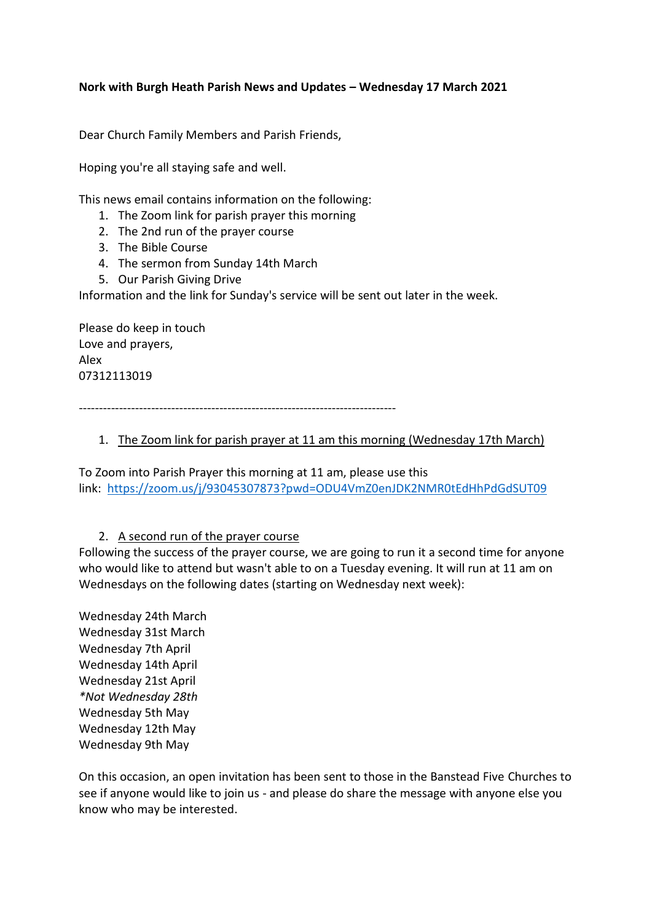**Nork with Burgh Heath Parish News and Updates – Wednesday 17 March 2021**

Dear Church Family Members and Parish Friends,

Hoping you're all staying safe and well.

This news email contains information on the following:

1. The Zoom link for parish prayer this morning
2. The 2nd run of the prayer course
3. The Bible Course
4. The sermon from Sunday 14th March
5. Our Parish Giving Drive

Information and the link for Sunday's service will be sent out later in the week.

Please do keep in touch
Love and prayers,
Alex
07312113019

------------------------------------------------------------------------------

1. The Zoom link for parish prayer at 11 am this morning (Wednesday 17th March)

To Zoom into Parish Prayer this morning at 11 am, please use this link: https://zoom.us/j/93045307873?pwd=ODU4VmZ0enJDK2NMR0tEdHhPdGdSUT09

2. A second run of the prayer course

Following the success of the prayer course, we are going to run it a second time for anyone who would like to attend but wasn't able to on a Tuesday evening. It will run at 11 am on Wednesdays on the following dates (starting on Wednesday next week):

Wednesday 24th March
Wednesday 31st March
Wednesday 7th April
Wednesday 14th April
Wednesday 21st April
*\*Not Wednesday 28th*
Wednesday 5th May
Wednesday 12th May
Wednesday 9th May

On this occasion, an open invitation has been sent to those in the Banstead Five Churches to see if anyone would like to join us - and please do share the message with anyone else you know who may be interested.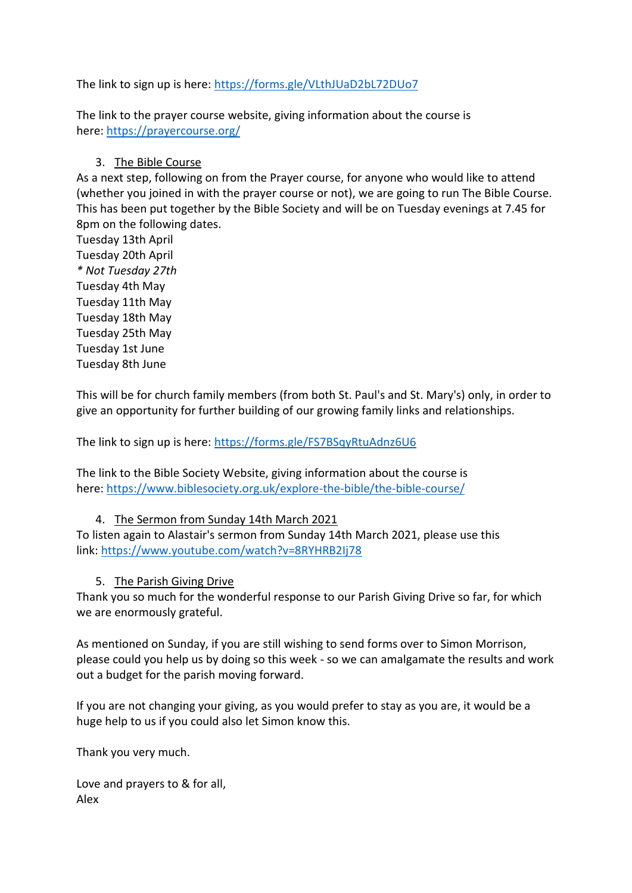The link to sign up is here: https://forms.gle/VLthJUaD2bL72DUo7

The link to the prayer course website, giving information about the course is here: https://prayercourse.org/

3. <u>The Bible Course</u>

As a next step, following on from the Prayer course, for anyone who would like to attend (whether you joined in with the prayer course or not), we are going to run The Bible Course. This has been put together by the Bible Society and will be on Tuesday evenings at 7.45 for 8pm on the following dates.

Tuesday 13th April
Tuesday 20th April
*\* Not Tuesday 27th*
Tuesday 4th May
Tuesday 11th May
Tuesday 18th May
Tuesday 25th May
Tuesday 1st June
Tuesday 8th June

This will be for church family members (from both St. Paul's and St. Mary's) only, in order to give an opportunity for further building of our growing family links and relationships.

The link to sign up is here: https://forms.gle/FS7BSqyRtuAdnz6U6

The link to the Bible Society Website, giving information about the course is here: https://www.biblesociety.org.uk/explore-the-bible/the-bible-course/

4. <u>The Sermon from Sunday 14th March 2021</u>

To listen again to Alastair's sermon from Sunday 14th March 2021, please use this link: https://www.youtube.com/watch?v=8RYHRB2Ij78

5. <u>The Parish Giving Drive</u>

Thank you so much for the wonderful response to our Parish Giving Drive so far, for which we are enormously grateful.

As mentioned on Sunday, if you are still wishing to send forms over to Simon Morrison, please could you help us by doing so this week - so we can amalgamate the results and work out a budget for the parish moving forward.

If you are not changing your giving, as you would prefer to stay as you are, it would be a huge help to us if you could also let Simon know this.

Thank you very much.

Love and prayers to & for all,
Alex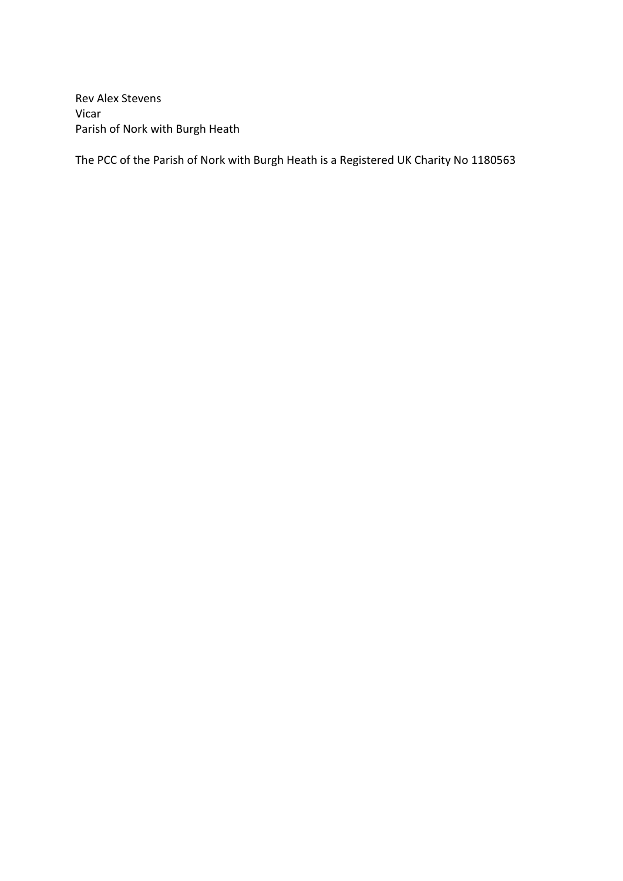Rev Alex Stevens
Vicar
Parish of Nork with Burgh Heath

The PCC of the Parish of Nork with Burgh Heath is a Registered UK Charity No 1180563